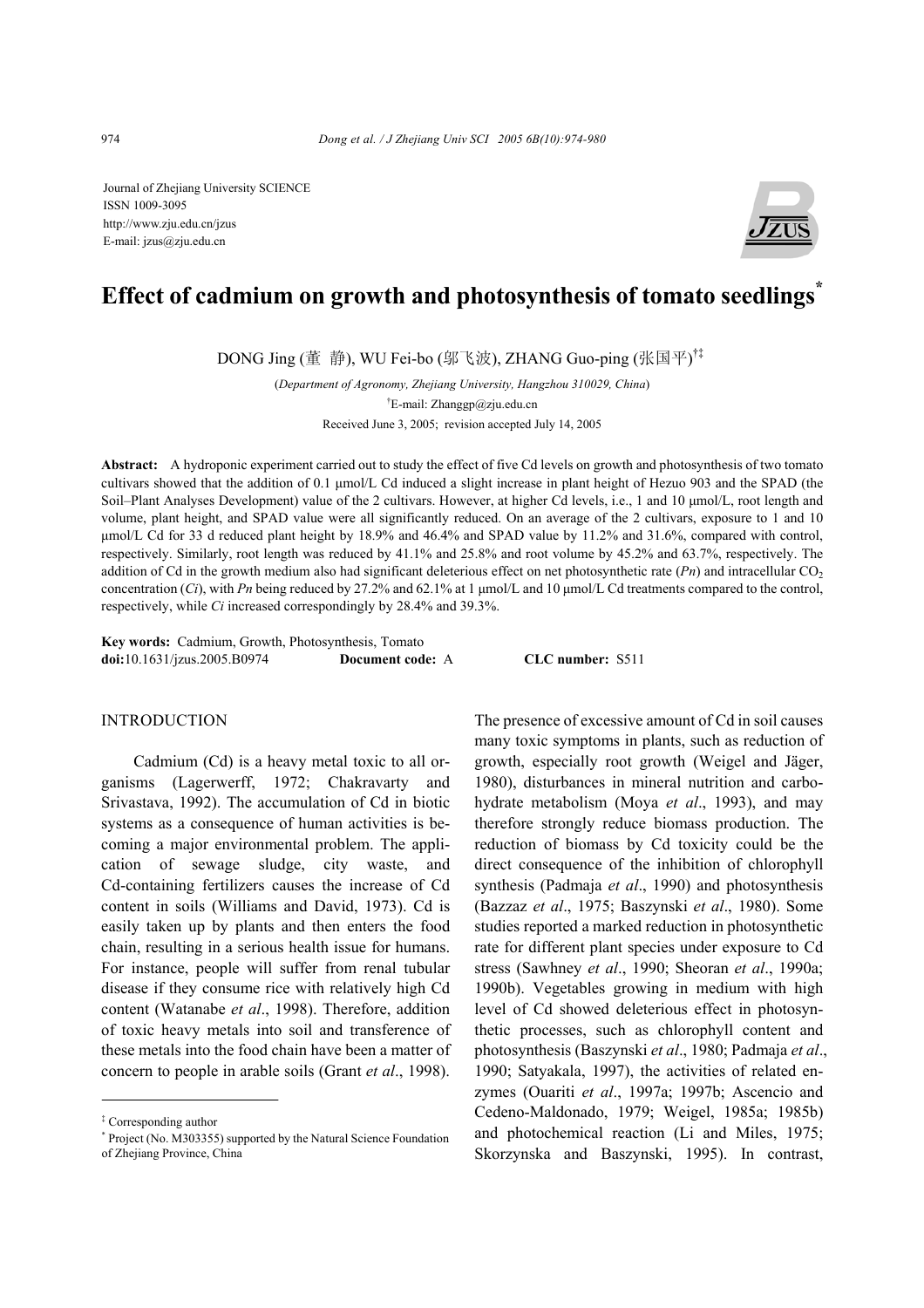Journal of Zhejiang University SCIENCE
ISSN 1009-3095
http://www.zju.edu.cn/jzus
E-mail: jzus@zju.edu.cn

# Effect of cadmium on growth and photosynthesis of tomato seedlings*

DONG Jing (董 静), WU Fei-bo (邬飞波), ZHANG Guo-ping (张国平)[†‡]

(*Department of Agronomy, Zhejiang University, Hangzhou 310029, China*)

[†]E-mail: Zhanggp@zju.edu.cn

Received June 3, 2005; revision accepted July 14, 2005

**Abstract:** A hydroponic experiment carried out to study the effect of five Cd levels on growth and photosynthesis of two tomato cultivars showed that the addition of 0.1 μmol/L Cd induced a slight increase in plant height of Hezuo 903 and the SPAD (the Soil–Plant Analyses Development) value of the 2 cultivars. However, at higher Cd levels, i.e., 1 and 10 μmol/L, root length and volume, plant height, and SPAD value were all significantly reduced. On an average of the 2 cultivars, exposure to 1 and 10 μmol/L Cd for 33 d reduced plant height by 18.9% and 46.4% and SPAD value by 11.2% and 31.6%, compared with control, respectively. Similarly, root length was reduced by 41.1% and 25.8% and root volume by 45.2% and 63.7%, respectively. The addition of Cd in the growth medium also had significant deleterious effect on net photosynthetic rate (*Pn*) and intracellular $CO_2$ concentration (*Ci*), with *Pn* being reduced by 27.2% and 62.1% at 1 μmol/L and 10 μmol/L Cd treatments compared to the control, respectively, while *Ci* increased correspondingly by 28.4% and 39.3%.

**Key words:** Cadmium, Growth, Photosynthesis, Tomato
**doi:**10.1631/jzus.2005.B0974 **Document code:** A **CLC number:** S511

## INTRODUCTION

Cadmium (Cd) is a heavy metal toxic to all organisms (Lagerwerff, 1972; Chakravarty and Srivastava, 1992). The accumulation of Cd in biotic systems as a consequence of human activities is becoming a major environmental problem. The application of sewage sludge, city waste, and Cd-containing fertilizers causes the increase of Cd content in soils (Williams and David, 1973). Cd is easily taken up by plants and then enters the food chain, resulting in a serious health issue for humans. For instance, people will suffer from renal tubular disease if they consume rice with relatively high Cd content (Watanabe *et al*., 1998). Therefore, addition of toxic heavy metals into soil and transference of these metals into the food chain have been a matter of concern to people in arable soils (Grant *et al*., 1998). The presence of excessive amount of Cd in soil causes many toxic symptoms in plants, such as reduction of growth, especially root growth (Weigel and Jäger, 1980), disturbances in mineral nutrition and carbohydrate metabolism (Moya *et al*., 1993), and may therefore strongly reduce biomass production. The reduction of biomass by Cd toxicity could be the direct consequence of the inhibition of chlorophyll synthesis (Padmaja *et al*., 1990) and photosynthesis (Bazzaz *et al*., 1975; Baszynski *et al*., 1980). Some studies reported a marked reduction in photosynthetic rate for different plant species under exposure to Cd stress (Sawhney *et al*., 1990; Sheoran *et al*., 1990a; 1990b). Vegetables growing in medium with high level of Cd showed deleterious effect in photosynthetic processes, such as chlorophyll content and photosynthesis (Baszynski *et al*., 1980; Padmaja *et al*., 1990; Satyakala, 1997), the activities of related enzymes (Ouariti *et al*., 1997a; 1997b; Ascencio and Cedeno-Maldonado, 1979; Weigel, 1985a; 1985b) and photochemical reaction (Li and Miles, 1975; Skorzynska and Baszynski, 1995). In contrast,

[‡] Corresponding author
[*] Project (No. M303355) supported by the Natural Science Foundation of Zhejiang Province, China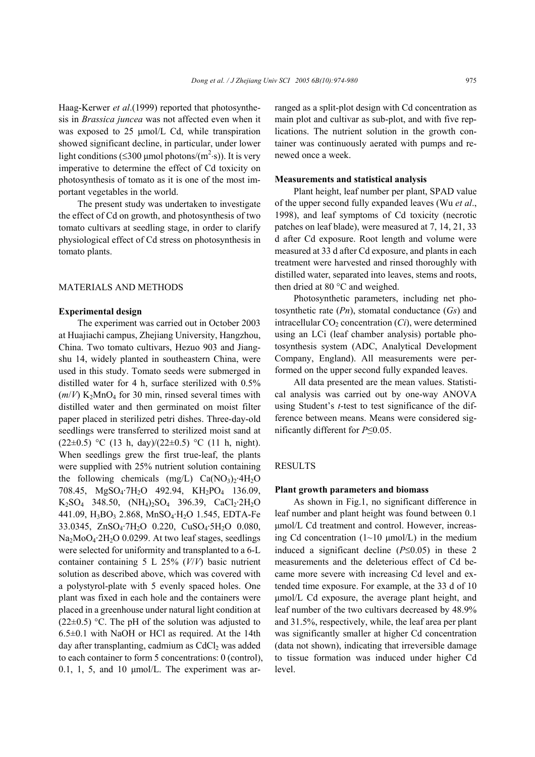Haag-Kerwer *et al*.(1999) reported that photosynthesis in *Brassica juncea* was not affected even when it was exposed to 25 μmol/L Cd, while transpiration showed significant decline, in particular, under lower light conditions (≤300 μmol photons/($m^2$·s)). It is very imperative to determine the effect of Cd toxicity on photosynthesis of tomato as it is one of the most important vegetables in the world.

The present study was undertaken to investigate the effect of Cd on growth, and photosynthesis of two tomato cultivars at seedling stage, in order to clarify physiological effect of Cd stress on photosynthesis in tomato plants.

## MATERIALS AND METHODS

### Experimental design

The experiment was carried out in October 2003 at Huajiachi campus, Zhejiang University, Hangzhou, China. Two tomato cultivars, Hezuo 903 and Jiangshu 14, widely planted in southeastern China, were used in this study. Tomato seeds were submerged in distilled water for 4 h, surface sterilized with 0.5% (*m*/*V*) $K_2MnO_4$ for 30 min, rinsed several times with distilled water and then germinated on moist filter paper placed in sterilized petri dishes. Three-day-old seedlings were transferred to sterilized moist sand at (22±0.5) °C (13 h, day)/(22±0.5) °C (11 h, night). When seedlings grew the first true-leaf, the plants were supplied with 25% nutrient solution containing the following chemicals (mg/L) $Ca(NO_3)_2·4H_2O$ 708.45, $MgSO_4·7H_2O$ 492.94, $KH_2PO_4$ 136.09, $K_2SO_4$ 348.50, $(NH_4)_2SO_4$ 396.39, $CaCl_2·2H_2O$ 441.09, $H_3BO_3$ 2.868, $MnSO_4·H_2O$ 1.545, EDTA-Fe 33.0345, $ZnSO_4·7H_2O$ 0.220, $CuSO_4·5H_2O$ 0.080, $Na_2MoO_4·2H_2O$ 0.0299. At two leaf stages, seedlings were selected for uniformity and transplanted to a 6-L container containing 5 L 25% (*V*/*V*) basic nutrient solution as described above, which was covered with a polystyrol-plate with 5 evenly spaced holes. One plant was fixed in each hole and the containers were placed in a greenhouse under natural light condition at (22±0.5) °C. The pH of the solution was adjusted to 6.5±0.1 with NaOH or HCl as required. At the 14th day after transplanting, cadmium as $CdCl_2$ was added to each container to form 5 concentrations: 0 (control), 0.1, 1, 5, and 10 μmol/L. The experiment was arranged as a split-plot design with Cd concentration as main plot and cultivar as sub-plot, and with five replications. The nutrient solution in the growth container was continuously aerated with pumps and renewed once a week.

### Measurements and statistical analysis

Plant height, leaf number per plant, SPAD value of the upper second fully expanded leaves (Wu *et al*., 1998), and leaf symptoms of Cd toxicity (necrotic patches on leaf blade), were measured at 7, 14, 21, 33 d after Cd exposure. Root length and volume were measured at 33 d after Cd exposure, and plants in each treatment were harvested and rinsed thoroughly with distilled water, separated into leaves, stems and roots, then dried at 80 °C and weighed.

Photosynthetic parameters, including net photosynthetic rate (*Pn*), stomatal conductance (*Gs*) and intracellular $CO_2$ concentration (*Ci*), were determined using an LCi (leaf chamber analysis) portable photosynthesis system (ADC, Analytical Development Company, England). All measurements were performed on the upper second fully expanded leaves.

All data presented are the mean values. Statistical analysis was carried out by one-way ANOVA using Student's *t*-test to test significance of the difference between means. Means were considered significantly different for $P \leq 0.05$.

## RESULTS

### Plant growth parameters and biomass

As shown in Fig.1, no significant difference in leaf number and plant height was found between 0.1 μmol/L Cd treatment and control. However, increasing Cd concentration (1~10 μmol/L) in the medium induced a significant decline ($P \leq 0.05$) in these 2 measurements and the deleterious effect of Cd became more severe with increasing Cd level and extended time exposure. For example, at the 33 d of 10 μmol/L Cd exposure, the average plant height, and leaf number of the two cultivars decreased by 48.9% and 31.5%, respectively, while, the leaf area per plant was significantly smaller at higher Cd concentration (data not shown), indicating that irreversible damage to tissue formation was induced under higher Cd level.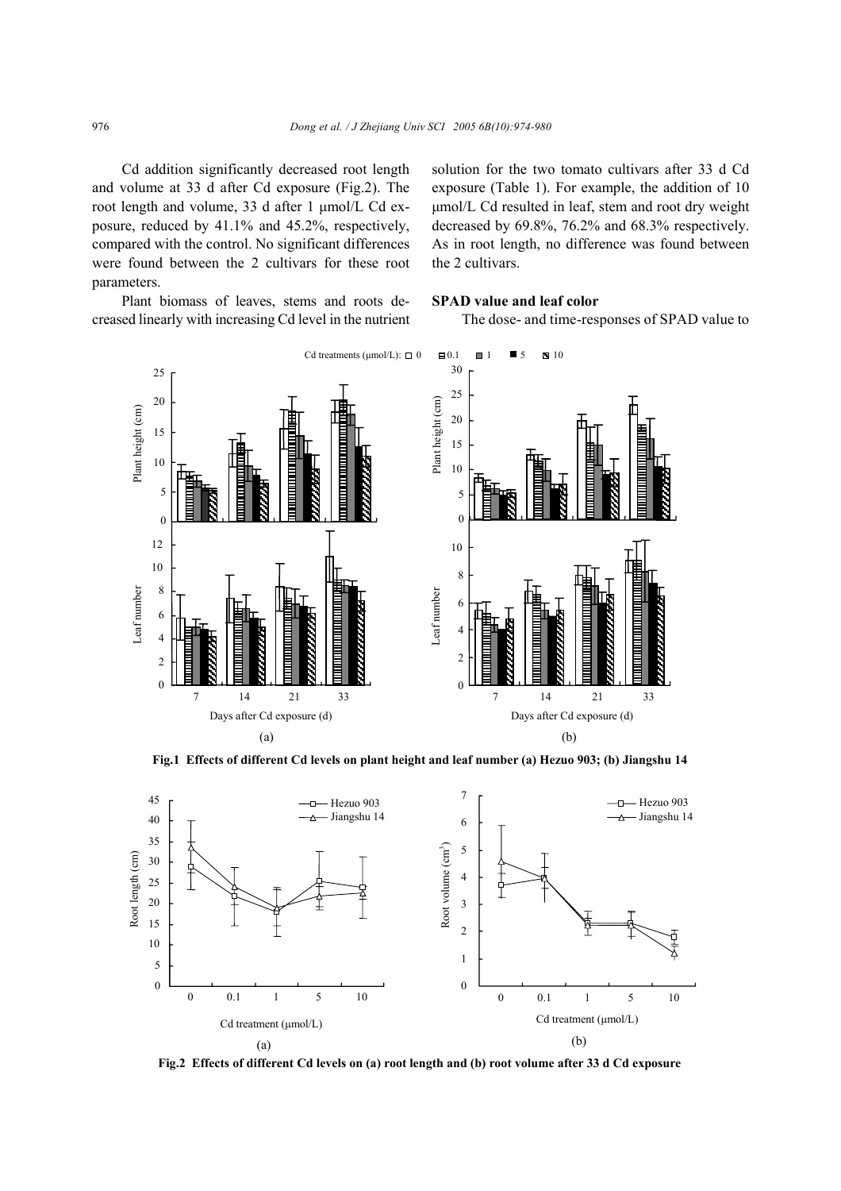Cd addition significantly decreased root length and volume at 33 d after Cd exposure (Fig.2). The root length and volume, 33 d after 1 μmol/L Cd exposure, reduced by 41.1% and 45.2%, respectively, compared with the control. No significant differences were found between the 2 cultivars for these root parameters.

Plant biomass of leaves, stems and roots decreased linearly with increasing Cd level in the nutrient solution for the two tomato cultivars after 33 d Cd exposure (Table 1). For example, the addition of 10 μmol/L Cd resulted in leaf, stem and root dry weight decreased by 69.8%, 76.2% and 68.3% respectively. As in root length, no difference was found between the 2 cultivars.

### SPAD value and leaf color

The dose- and time-responses of SPAD value to

**Fig.1 Effects of different Cd levels on plant height and leaf number (a) Hezuo 903; (b) Jiangshu 14**

**Fig.2 Effects of different Cd levels on (a) root length and (b) root volume after 33 d Cd exposure**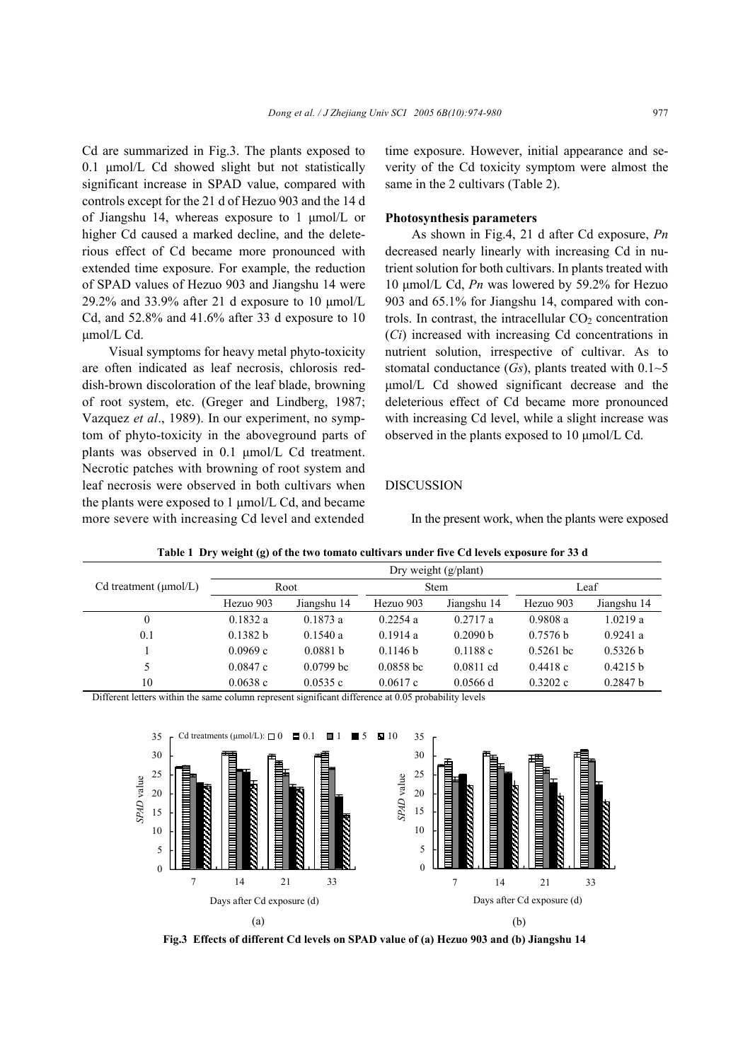Cd are summarized in Fig.3. The plants exposed to 0.1 μmol/L Cd showed slight but not statistically significant increase in SPAD value, compared with controls except for the 21 d of Hezuo 903 and the 14 d of Jiangshu 14, whereas exposure to 1 μmol/L or higher Cd caused a marked decline, and the deleterious effect of Cd became more pronounced with extended time exposure. For example, the reduction of SPAD values of Hezuo 903 and Jiangshu 14 were 29.2% and 33.9% after 21 d exposure to 10 μmol/L Cd, and 52.8% and 41.6% after 33 d exposure to 10 μmol/L Cd.

Visual symptoms for heavy metal phyto-toxicity are often indicated as leaf necrosis, chlorosis reddish-brown discoloration of the leaf blade, browning of root system, etc. (Greger and Lindberg, 1987; Vazquez *et al*., 1989). In our experiment, no symptom of phyto-toxicity in the aboveground parts of plants was observed in 0.1 μmol/L Cd treatment. Necrotic patches with browning of root system and leaf necrosis were observed in both cultivars when the plants were exposed to 1 μmol/L Cd, and became more severe with increasing Cd level and extended time exposure. However, initial appearance and severity of the Cd toxicity symptom were almost the same in the 2 cultivars (Table 2).

### Photosynthesis parameters

As shown in Fig.4, 21 d after Cd exposure, *Pn* decreased nearly linearly with increasing Cd in nutrient solution for both cultivars. In plants treated with 10 μmol/L Cd, *Pn* was lowered by 59.2% for Hezuo 903 and 65.1% for Jiangshu 14, compared with controls. In contrast, the intracellular $CO_2$ concentration (*Ci*) increased with increasing Cd concentrations in nutrient solution, irrespective of cultivar. As to stomatal conductance (*Gs*), plants treated with 0.1~5 μmol/L Cd showed significant decrease and the deleterious effect of Cd became more pronounced with increasing Cd level, while a slight increase was observed in the plants exposed to 10 μmol/L Cd.

## DISCUSSION

In the present work, when the plants were exposed

**Table 1 Dry weight (g) of the two tomato cultivars under five Cd levels exposure for 33 d**

| Cd treatment (μmol/L) | Dry weight (g/plant) | | | | | |
|---|---|---|---|---|---|---|
| | Root | | Stem | | Leaf | |
| | Hezuo 903 | Jiangshu 14 | Hezuo 903 | Jiangshu 14 | Hezuo 903 | Jiangshu 14 |
| 0 | 0.1832 a | 0.1873 a | 0.2254 a | 0.2717 a | 0.9808 a | 1.0219 a |
| 0.1 | 0.1382 b | 0.1540 a | 0.1914 a | 0.2090 b | 0.7576 b | 0.9241 a |
| 1 | 0.0969 c | 0.0881 b | 0.1146 b | 0.1188 c | 0.5261 bc | 0.5326 b |
| 5 | 0.0847 c | 0.0799 bc | 0.0858 bc | 0.0811 cd | 0.4418 c | 0.4215 b |
| 10 | 0.0638 c | 0.0535 c | 0.0617 c | 0.0566 d | 0.3202 c | 0.2847 b |

Different letters within the same column represent significant difference at 0.05 probability levels

**Fig.3 Effects of different Cd levels on SPAD value of (a) Hezuo 903 and (b) Jiangshu 14**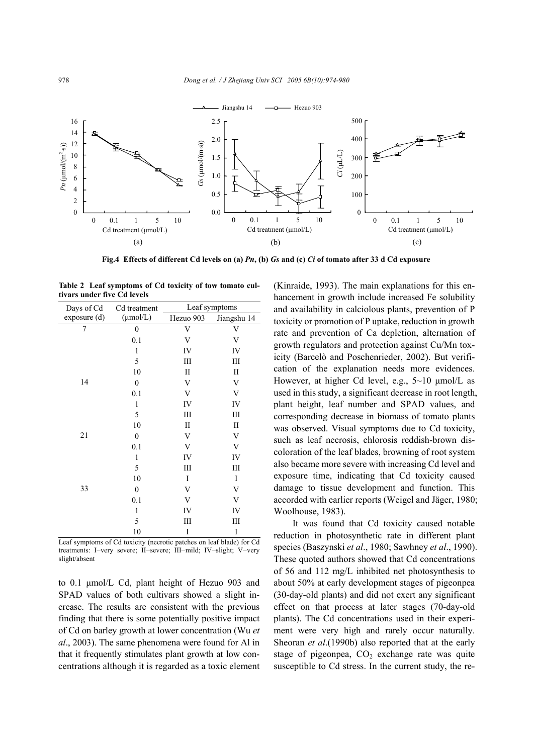Fig.4 Effects of different Cd levels on (a) *Pn*, (b) *Gs* and (c) *Ci* of tomato after 33 d Cd exposure

**Table 2 Leaf symptoms of Cd toxicity of tow tomato cultivars under five Cd levels**

| Days of Cd exposure (d) | Cd treatment (μmol/L) | Leaf symptoms | |
|---|---|---|---|
| | | Hezuo 903 | Jiangshu 14 |
| 7 | 0 | V | V |
| | 0.1 | V | V |
| | 1 | IV | IV |
| | 5 | III | III |
| | 10 | II | II |
| 14 | 0 | V | V |
| | 0.1 | V | V |
| | 1 | IV | IV |
| | 5 | III | III |
| | 10 | II | II |
| 21 | 0 | V | V |
| | 0.1 | V | V |
| | 1 | IV | IV |
| | 5 | III | III |
| | 10 | I | I |
| 33 | 0 | V | V |
| | 0.1 | V | V |
| | 1 | IV | IV |
| | 5 | III | III |
| | 10 | I | I |

Leaf symptoms of Cd toxicity (necrotic patches on leaf blade) for Cd treatments: I−very severe; II−severe; III−mild; IV−slight; V−very slight/absent

to 0.1 μmol/L Cd, plant height of Hezuo 903 and SPAD values of both cultivars showed a slight increase. The results are consistent with the previous finding that there is some potentially positive impact of Cd on barley growth at lower concentration (Wu *et al*., 2003). The same phenomena were found for Al in that it frequently stimulates plant growth at low concentrations although it is regarded as a toxic element (Kinraide, 1993). The main explanations for this enhancement in growth include increased Fe solubility and availability in calciolous plants, prevention of P toxicity or promotion of P uptake, reduction in growth rate and prevention of Ca depletion, alternation of growth regulators and protection against Cu/Mn toxicity (Barcelò and Poschenrieder, 2002). But verification of the explanation needs more evidences. However, at higher Cd level, e.g., 5~10 μmol/L as used in this study, a significant decrease in root length, plant height, leaf number and SPAD values, and corresponding decrease in biomass of tomato plants was observed. Visual symptoms due to Cd toxicity, such as leaf necrosis, chlorosis reddish-brown discoloration of the leaf blades, browning of root system also became more severe with increasing Cd level and exposure time, indicating that Cd toxicity caused damage to tissue development and function. This accorded with earlier reports (Weigel and Jäger, 1980; Woolhouse, 1983).

It was found that Cd toxicity caused notable reduction in photosynthetic rate in different plant species (Baszynski *et al*., 1980; Sawhney *et al*., 1990). These quoted authors showed that Cd concentrations of 56 and 112 mg/L inhibited net photosynthesis to about 50% at early development stages of pigeonpea (30-day-old plants) and did not exert any significant effect on that process at later stages (70-day-old plants). The Cd concentrations used in their experiment were very high and rarely occur naturally. Sheoran *et al*.(1990b) also reported that at the early stage of pigeonpea, $CO_2$ exchange rate was quite susceptible to Cd stress. In the current study, the re-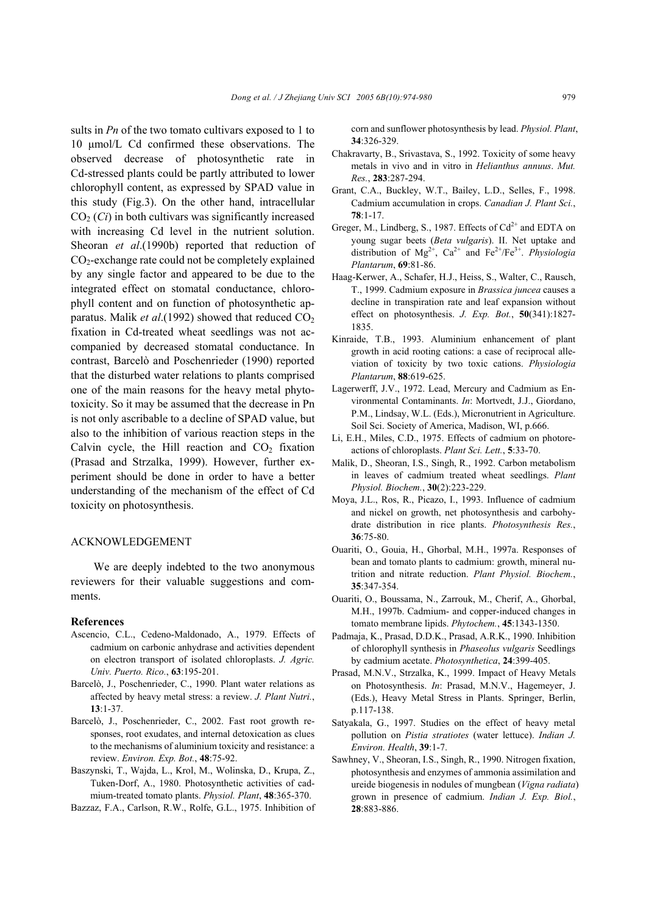sults in *Pn* of the two tomato cultivars exposed to 1 to 10 μmol/L Cd confirmed these observations. The observed decrease of photosynthetic rate in Cd-stressed plants could be partly attributed to lower chlorophyll content, as expressed by SPAD value in this study (Fig.3). On the other hand, intracellular $CO_2$ (*Ci*) in both cultivars was significantly increased with increasing Cd level in the nutrient solution. Sheoran *et al*.(1990b) reported that reduction of $CO_2$-exchange rate could not be completely explained by any single factor and appeared to be due to the integrated effect on stomatal conductance, chlorophyll content and on function of photosynthetic apparatus. Malik *et al*.(1992) showed that reduced $CO_2$ fixation in Cd-treated wheat seedlings was not accompanied by decreased stomatal conductance. In contrast, Barcelò and Poschenrieder (1990) reported that the disturbed water relations to plants comprised one of the main reasons for the heavy metal phytotoxicity. So it may be assumed that the decrease in Pn is not only ascribable to a decline of SPAD value, but also to the inhibition of various reaction steps in the Calvin cycle, the Hill reaction and $CO_2$ fixation (Prasad and Strzalka, 1999). However, further experiment should be done in order to have a better understanding of the mechanism of the effect of Cd toxicity on photosynthesis.

## ACKNOWLEDGEMENT

We are deeply indebted to the two anonymous reviewers for their valuable suggestions and comments.

## References

Ascencio, C.L., Cedeno-Maldonado, A., 1979. Effects of cadmium on carbonic anhydrase and activities dependent on electron transport of isolated chloroplasts. *J. Agric. Univ. Puerto. Rico.*, **63**:195-201.

Barcelò, J., Poschenrieder, C., 1990. Plant water relations as affected by heavy metal stress: a review. *J. Plant Nutri.*, **13**:1-37.

Barcelò, J., Poschenrieder, C., 2002. Fast root growth responses, root exudates, and internal detoxication as clues to the mechanisms of aluminium toxicity and resistance: a review. *Environ. Exp. Bot.*, **48**:75-92.

Baszynski, T., Wajda, L., Krol, M., Wolinska, D., Krupa, Z., Tuken-Dorf, A., 1980. Photosynthetic activities of cadmium-treated tomato plants. *Physiol. Plant*, **48**:365-370.

Bazzaz, F.A., Carlson, R.W., Rolfe, G.L., 1975. Inhibition of corn and sunflower photosynthesis by lead. *Physiol. Plant*, **34**:326-329.

Chakravarty, B., Srivastava, S., 1992. Toxicity of some heavy metals in vivo and in vitro in *Helianthus annuus*. *Mut. Res.*, **283**:287-294.

Grant, C.A., Buckley, W.T., Bailey, L.D., Selles, F., 1998. Cadmium accumulation in crops. *Canadian J. Plant Sci.*, **78**:1-17.

Greger, M., Lindberg, S., 1987. Effects of $Cd^{2+}$ and EDTA on young sugar beets (*Beta vulgaris*). II. Net uptake and distribution of $Mg^{2+}$, $Ca^{2+}$ and $Fe^{2+}/Fe^{3+}$. *Physiologia Plantarum*, **69**:81-86.

Haag-Kerwer, A., Schafer, H.J., Heiss, S., Walter, C., Rausch, T., 1999. Cadmium exposure in *Brassica juncea* causes a decline in transpiration rate and leaf expansion without effect on photosynthesis. *J. Exp. Bot.*, **50**(341):1827-1835.

Kinraide, T.B., 1993. Aluminium enhancement of plant growth in acid rooting cations: a case of reciprocal alleviation of toxicity by two toxic cations. *Physiologia Plantarum*, **88**:619-625.

Lagerwerff, J.V., 1972. Lead, Mercury and Cadmium as Environmental Contaminants. *In*: Mortvedt, J.J., Giordano, P.M., Lindsay, W.L. (Eds.), Micronutrient in Agriculture. Soil Sci. Society of America, Madison, WI, p.666.

Li, E.H., Miles, C.D., 1975. Effects of cadmium on photoreactions of chloroplasts. *Plant Sci. Lett.*, **5**:33-70.

Malik, D., Sheoran, I.S., Singh, R., 1992. Carbon metabolism in leaves of cadmium treated wheat seedlings. *Plant Physiol. Biochem.*, **30**(2):223-229.

Moya, J.L., Ros, R., Picazo, I., 1993. Influence of cadmium and nickel on growth, net photosynthesis and carbohydrate distribution in rice plants. *Photosynthesis Res.*, **36**:75-80.

Ouariti, O., Gouia, H., Ghorbal, M.H., 1997a. Responses of bean and tomato plants to cadmium: growth, mineral nutrition and nitrate reduction. *Plant Physiol. Biochem.*, **35**:347-354.

Ouariti, O., Boussama, N., Zarrouk, M., Cherif, A., Ghorbal, M.H., 1997b. Cadmium- and copper-induced changes in tomato membrane lipids. *Phytochem.*, **45**:1343-1350.

Padmaja, K., Prasad, D.D.K., Prasad, A.R.K., 1990. Inhibition of chlorophyll synthesis in *Phaseolus vulgaris* Seedlings by cadmium acetate. *Photosynthetica*, **24**:399-405.

Prasad, M.N.V., Strzalka, K., 1999. Impact of Heavy Metals on Photosynthesis. *In*: Prasad, M.N.V., Hagemeyer, J. (Eds.), Heavy Metal Stress in Plants. Springer, Berlin, p.117-138.

Satyakala, G., 1997. Studies on the effect of heavy metal pollution on *Pistia stratiotes* (water lettuce). *Indian J. Environ. Health*, **39**:1-7.

Sawhney, V., Sheoran, I.S., Singh, R., 1990. Nitrogen fixation, photosynthesis and enzymes of ammonia assimilation and ureide biogenesis in nodules of mungbean (*Vigna radiata*) grown in presence of cadmium. *Indian J. Exp. Biol.*, **28**:883-886.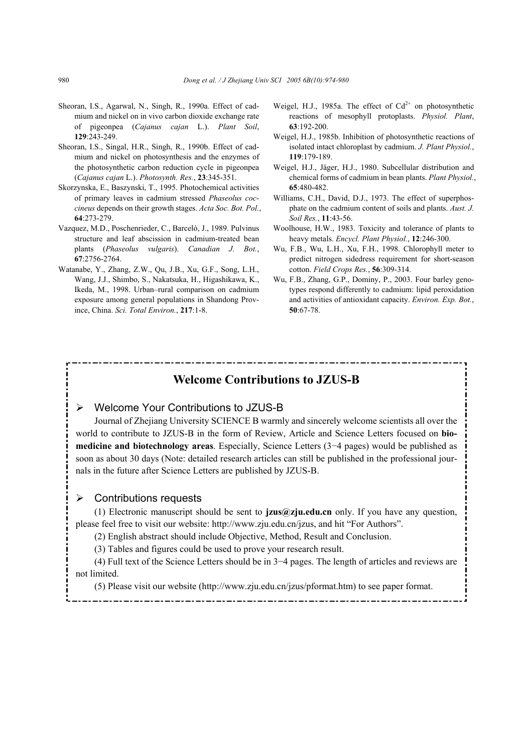Sheoran, I.S., Agarwal, N., Singh, R., 1990a. Effect of cadmium and nickel on in vivo carbon dioxide exchange rate of pigeonpea (*Cajanus cajan* L.). *Plant Soil*, **129**:243-249.

Sheoran, I.S., Singal, H.R., Singh, R., 1990b. Effect of cadmium and nickel on photosynthesis and the enzymes of the photosynthetic carbon reduction cycle in pigeonpea (*Cajanus cajan* L.). *Photosynth. Res.*, **23**:345-351.

Skorzynska, E., Baszynski, T., 1995. Photochemical activities of primary leaves in cadmium stressed *Phaseolus coccineus* depends on their growth stages. *Acta Soc. Bot. Pol.*, **64**:273-279.

Vazquez, M.D., Poschenrieder, C., Barcelò, J., 1989. Pulvinus structure and leaf abscission in cadmium-treated bean plants (*Phaseolus vulgaris*). *Canadian J. Bot.*, **67**:2756-2764.

Watanabe, Y., Zhang, Z.W., Qu, J.B., Xu, G.F., Song, L.H., Wang, J.J., Shimbo, S., Nakatsuka, H., Higashikawa, K., Ikeda, M., 1998. Urban–rural comparison on cadmium exposure among general populations in Shandong Province, China. *Sci. Total Environ.*, **217**:1-8.

Weigel, H.J., 1985a. The effect of $Cd^{2+}$ on photosynthetic reactions of mesophyll protoplasts. *Physiol. Plant*, **63**:192-200.

Weigel, H.J., 1985b. Inhibition of photosynthetic reactions of isolated intact chloroplast by cadmium. *J. Plant Physiol.*, **119**:179-189.

Weigel, H.J., Jäger, H.J., 1980. Subcellular distribution and chemical forms of cadmium in bean plants. *Plant Physiol.*, **65**:480-482.

Williams, C.H., David, D.J., 1973. The effect of superphosphate on the cadmium content of soils and plants. *Aust. J. Soil Res.*, **11**:43-56.

Woolhouse, H.W., 1983. Toxicity and tolerance of plants to heavy metals. *Encycl. Plant Physiol.*, **12**:246-300.

Wu, F.B., Wu, L.H., Xu, F.H., 1998. Chlorophyll meter to predict nitrogen sidedress requirement for short-season cotton. *Field Crops Res.*, **56**:309-314.

Wu, F.B., Zhang, G.P., Dominy, P., 2003. Four barley genotypes respond differently to cadmium: lipid peroxidation and activities of antioxidant capacity. *Environ. Exp. Bot.*, **50**:67-78.

## Welcome Contributions to JZUS-B

### Welcome Your Contributions to JZUS-B

Journal of Zhejiang University SCIENCE B warmly and sincerely welcome scientists all over the world to contribute to JZUS-B in the form of Review, Article and Science Letters focused on **biomedicine and biotechnology areas**. Especially, Science Letters (3−4 pages) would be published as soon as about 30 days (Note: detailed research articles can still be published in the professional journals in the future after Science Letters are published by JZUS-B.

### Contributions requests

(1) Electronic manuscript should be sent to **jzus@zju.edu.cn** only. If you have any question, please feel free to visit our website: http://www.zju.edu.cn/jzus, and hit "For Authors".

(2) English abstract should include Objective, Method, Result and Conclusion.

(3) Tables and figures could be used to prove your research result.

(4) Full text of the Science Letters should be in 3−4 pages. The length of articles and reviews are not limited.

(5) Please visit our website (http://www.zju.edu.cn/jzus/pformat.htm) to see paper format.